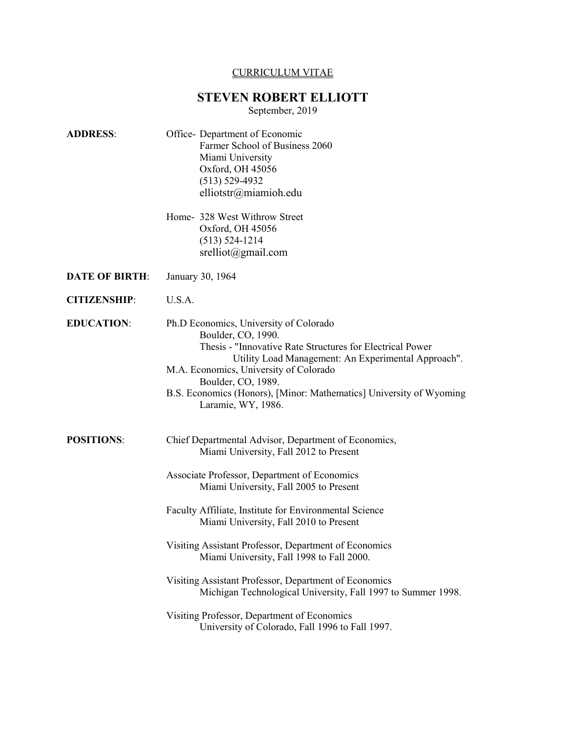CURRICULUM VITAE

# STEVEN ROBERT ELLIOTT

September, 2019

**ADDRESS**:

Office- Department of Economic
Farmer School of Business 2060
Miami University
Oxford, OH 45056
(513) 529-4932
elliotstr@miamioh.edu

Home- 328 West Withrow Street
Oxford, OH 45056
(513) 524-1214
srelliot@gmail.com

**DATE OF BIRTH**: January 30, 1964

**CITIZENSHIP**: U.S.A.

**EDUCATION**:

Ph.D Economics, University of Colorado
Boulder, CO, 1990.
Thesis - "Innovative Rate Structures for Electrical Power Utility Load Management: An Experimental Approach".

M.A. Economics, University of Colorado
Boulder, CO, 1989.

B.S. Economics (Honors), [Minor: Mathematics] University of Wyoming
Laramie, WY, 1986.

**POSITIONS**:

Chief Departmental Advisor, Department of Economics,
Miami University, Fall 2012 to Present

Associate Professor, Department of Economics
Miami University, Fall 2005 to Present

Faculty Affiliate, Institute for Environmental Science
Miami University, Fall 2010 to Present

Visiting Assistant Professor, Department of Economics
Miami University, Fall 1998 to Fall 2000.

Visiting Assistant Professor, Department of Economics
Michigan Technological University, Fall 1997 to Summer 1998.

Visiting Professor, Department of Economics
University of Colorado, Fall 1996 to Fall 1997.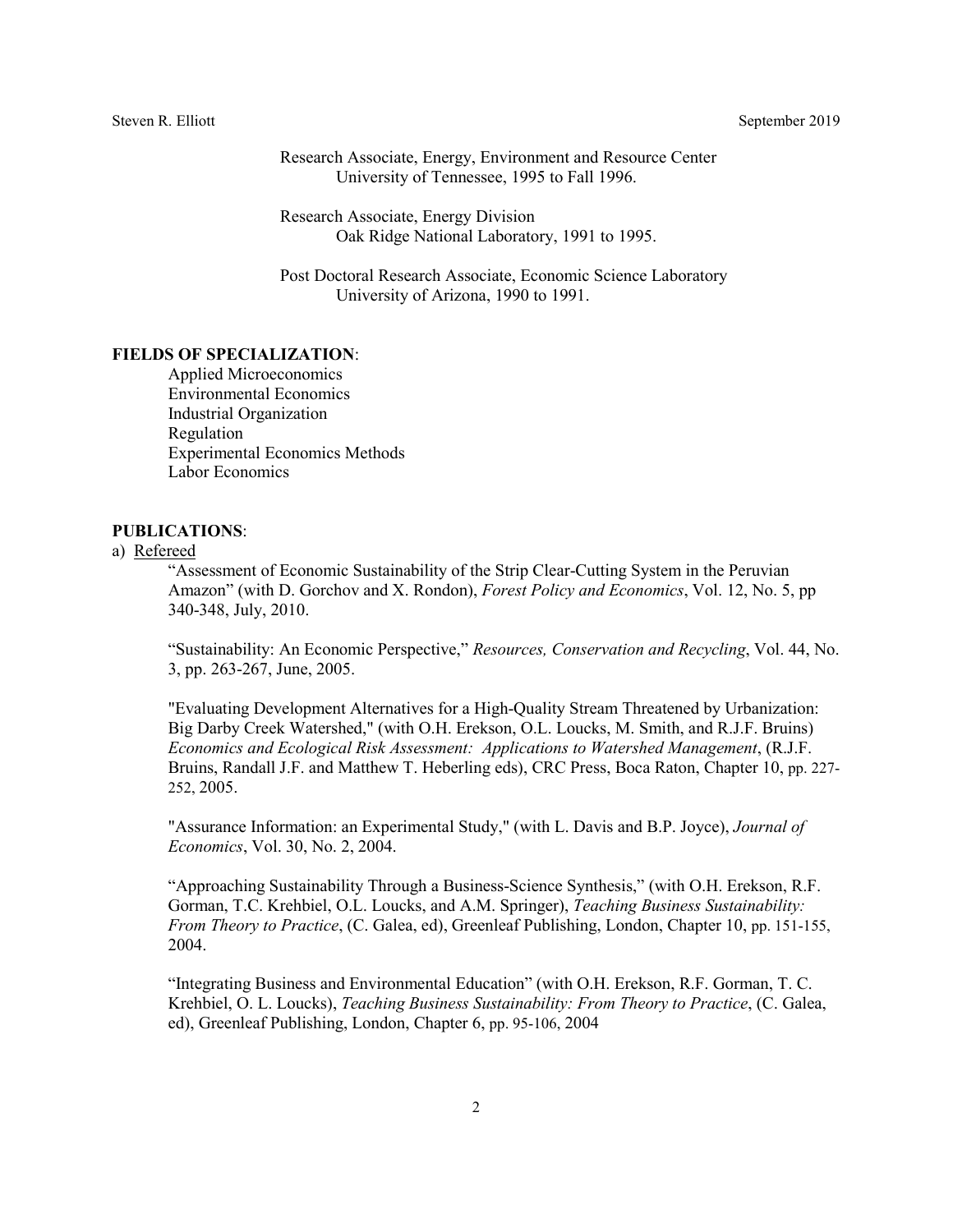Research Associate, Energy, Environment and Resource Center
University of Tennessee, 1995 to Fall 1996.

Research Associate, Energy Division
Oak Ridge National Laboratory, 1991 to 1995.

Post Doctoral Research Associate, Economic Science Laboratory
University of Arizona, 1990 to 1991.

**FIELDS OF SPECIALIZATION**:

Applied Microeconomics
Environmental Economics
Industrial Organization
Regulation
Experimental Economics Methods
Labor Economics

**PUBLICATIONS**:

a) Refereed

"Assessment of Economic Sustainability of the Strip Clear-Cutting System in the Peruvian Amazon" (with D. Gorchov and X. Rondon), *Forest Policy and Economics*, Vol. 12, No. 5, pp 340-348, July, 2010.

"Sustainability: An Economic Perspective," *Resources, Conservation and Recycling*, Vol. 44, No. 3, pp. 263-267, June, 2005.

"Evaluating Development Alternatives for a High-Quality Stream Threatened by Urbanization: Big Darby Creek Watershed," (with O.H. Erekson, O.L. Loucks, M. Smith, and R.J.F. Bruins) *Economics and Ecological Risk Assessment: Applications to Watershed Management*, (R.J.F. Bruins, Randall J.F. and Matthew T. Heberling eds), CRC Press, Boca Raton, Chapter 10, pp. 227-252, 2005.

"Assurance Information: an Experimental Study," (with L. Davis and B.P. Joyce), *Journal of Economics*, Vol. 30, No. 2, 2004.

"Approaching Sustainability Through a Business-Science Synthesis," (with O.H. Erekson, R.F. Gorman, T.C. Krehbiel, O.L. Loucks, and A.M. Springer), *Teaching Business Sustainability: From Theory to Practice*, (C. Galea, ed), Greenleaf Publishing, London, Chapter 10, pp. 151-155, 2004.

"Integrating Business and Environmental Education" (with O.H. Erekson, R.F. Gorman, T. C. Krehbiel, O. L. Loucks), *Teaching Business Sustainability: From Theory to Practice*, (C. Galea, ed), Greenleaf Publishing, London, Chapter 6, pp. 95-106, 2004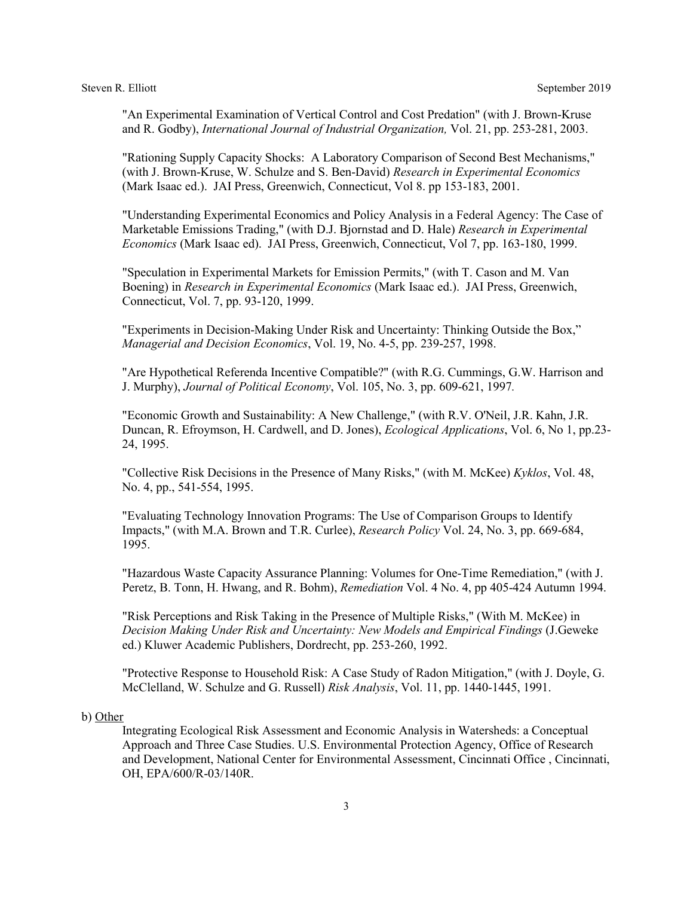"An Experimental Examination of Vertical Control and Cost Predation" (with J. Brown-Kruse and R. Godby), *International Journal of Industrial Organization,* Vol. 21, pp. 253-281, 2003.

"Rationing Supply Capacity Shocks: A Laboratory Comparison of Second Best Mechanisms," (with J. Brown-Kruse, W. Schulze and S. Ben-David) *Research in Experimental Economics* (Mark Isaac ed.). JAI Press, Greenwich, Connecticut, Vol 8. pp 153-183, 2001.

"Understanding Experimental Economics and Policy Analysis in a Federal Agency: The Case of Marketable Emissions Trading," (with D.J. Bjornstad and D. Hale) *Research in Experimental Economics* (Mark Isaac ed). JAI Press, Greenwich, Connecticut, Vol 7, pp. 163-180, 1999.

"Speculation in Experimental Markets for Emission Permits," (with T. Cason and M. Van Boening) in *Research in Experimental Economics* (Mark Isaac ed.). JAI Press, Greenwich, Connecticut, Vol. 7, pp. 93-120, 1999.

"Experiments in Decision-Making Under Risk and Uncertainty: Thinking Outside the Box," *Managerial and Decision Economics*, Vol. 19, No. 4-5, pp. 239-257, 1998.

"Are Hypothetical Referenda Incentive Compatible?" (with R.G. Cummings, G.W. Harrison and J. Murphy), *Journal of Political Economy*, Vol. 105, No. 3, pp. 609-621, 1997.

"Economic Growth and Sustainability: A New Challenge," (with R.V. O'Neil, J.R. Kahn, J.R. Duncan, R. Efroymson, H. Cardwell, and D. Jones), *Ecological Applications*, Vol. 6, No 1, pp.23-24, 1995.

"Collective Risk Decisions in the Presence of Many Risks," (with M. McKee) *Kyklos*, Vol. 48, No. 4, pp., 541-554, 1995.

"Evaluating Technology Innovation Programs: The Use of Comparison Groups to Identify Impacts," (with M.A. Brown and T.R. Curlee), *Research Policy* Vol. 24, No. 3, pp. 669-684, 1995.

"Hazardous Waste Capacity Assurance Planning: Volumes for One-Time Remediation," (with J. Peretz, B. Tonn, H. Hwang, and R. Bohm), *Remediation* Vol. 4 No. 4, pp 405-424 Autumn 1994.

"Risk Perceptions and Risk Taking in the Presence of Multiple Risks," (With M. McKee) in *Decision Making Under Risk and Uncertainty: New Models and Empirical Findings* (J.Geweke ed.) Kluwer Academic Publishers, Dordrecht, pp. 253-260, 1992.

"Protective Response to Household Risk: A Case Study of Radon Mitigation," (with J. Doyle, G. McClelland, W. Schulze and G. Russell) *Risk Analysis*, Vol. 11, pp. 1440-1445, 1991.

b) Other

Integrating Ecological Risk Assessment and Economic Analysis in Watersheds: a Conceptual Approach and Three Case Studies. U.S. Environmental Protection Agency, Office of Research and Development, National Center for Environmental Assessment, Cincinnati Office , Cincinnati, OH, EPA/600/R-03/140R.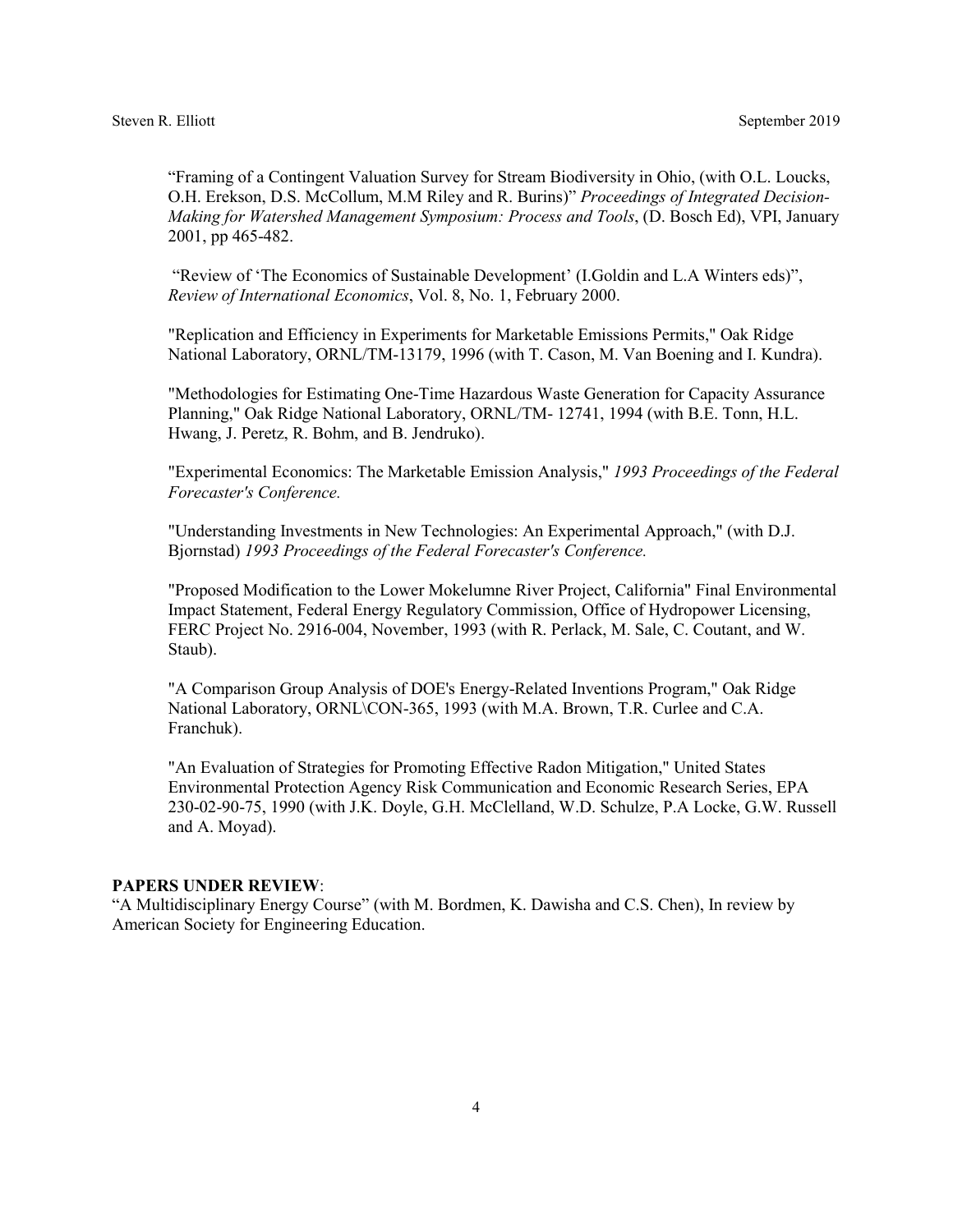"Framing of a Contingent Valuation Survey for Stream Biodiversity in Ohio, (with O.L. Loucks, O.H. Erekson, D.S. McCollum, M.M Riley and R. Burins)" *Proceedings of Integrated Decision-Making for Watershed Management Symposium: Process and Tools*, (D. Bosch Ed), VPI, January 2001, pp 465-482.

"Review of 'The Economics of Sustainable Development' (I.Goldin and L.A Winters eds)", *Review of International Economics*, Vol. 8, No. 1, February 2000.

"Replication and Efficiency in Experiments for Marketable Emissions Permits," Oak Ridge National Laboratory, ORNL/TM-13179, 1996 (with T. Cason, M. Van Boening and I. Kundra).

"Methodologies for Estimating One-Time Hazardous Waste Generation for Capacity Assurance Planning," Oak Ridge National Laboratory, ORNL/TM- 12741, 1994 (with B.E. Tonn, H.L. Hwang, J. Peretz, R. Bohm, and B. Jendruko).

"Experimental Economics: The Marketable Emission Analysis," *1993 Proceedings of the Federal Forecaster's Conference.*

"Understanding Investments in New Technologies: An Experimental Approach," (with D.J. Bjornstad) *1993 Proceedings of the Federal Forecaster's Conference.*

"Proposed Modification to the Lower Mokelumne River Project, California" Final Environmental Impact Statement, Federal Energy Regulatory Commission, Office of Hydropower Licensing, FERC Project No. 2916-004, November, 1993 (with R. Perlack, M. Sale, C. Coutant, and W. Staub).

"A Comparison Group Analysis of DOE's Energy-Related Inventions Program," Oak Ridge National Laboratory, ORNL\CON-365, 1993 (with M.A. Brown, T.R. Curlee and C.A. Franchuk).

"An Evaluation of Strategies for Promoting Effective Radon Mitigation," United States Environmental Protection Agency Risk Communication and Economic Research Series, EPA 230-02-90-75, 1990 (with J.K. Doyle, G.H. McClelland, W.D. Schulze, P.A Locke, G.W. Russell and A. Moyad).

**PAPERS UNDER REVIEW**:

"A Multidisciplinary Energy Course" (with M. Bordmen, K. Dawisha and C.S. Chen), In review by American Society for Engineering Education.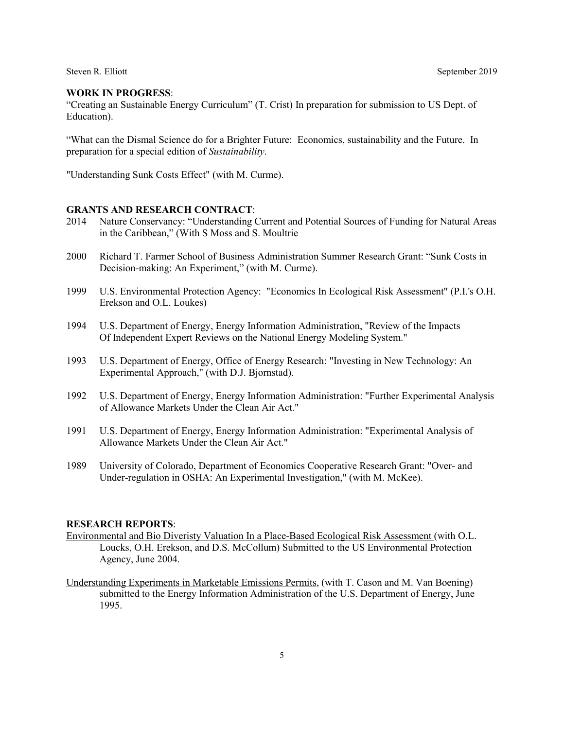**WORK IN PROGRESS**:

"Creating an Sustainable Energy Curriculum" (T. Crist) In preparation for submission to US Dept. of Education).

"What can the Dismal Science do for a Brighter Future: Economics, sustainability and the Future. In preparation for a special edition of *Sustainability*.

"Understanding Sunk Costs Effect" (with M. Curme).

**GRANTS AND RESEARCH CONTRACT**:

2014 Nature Conservancy: "Understanding Current and Potential Sources of Funding for Natural Areas in the Caribbean," (With S Moss and S. Moultrie

2000 Richard T. Farmer School of Business Administration Summer Research Grant: "Sunk Costs in Decision-making: An Experiment," (with M. Curme).

1999 U.S. Environmental Protection Agency: "Economics In Ecological Risk Assessment" (P.I.'s O.H. Erekson and O.L. Loukes)

1994 U.S. Department of Energy, Energy Information Administration, "Review of the Impacts Of Independent Expert Reviews on the National Energy Modeling System."

1993 U.S. Department of Energy, Office of Energy Research: "Investing in New Technology: An Experimental Approach," (with D.J. Bjornstad).

1992 U.S. Department of Energy, Energy Information Administration: "Further Experimental Analysis of Allowance Markets Under the Clean Air Act."

1991 U.S. Department of Energy, Energy Information Administration: "Experimental Analysis of Allowance Markets Under the Clean Air Act."

1989 University of Colorado, Department of Economics Cooperative Research Grant: "Over- and Under-regulation in OSHA: An Experimental Investigation," (with M. McKee).

**RESEARCH REPORTS**:

<u>Environmental and Bio Diveristy Valuation In a Place-Based Ecological Risk Assessment</u> (with O.L. Loucks, O.H. Erekson, and D.S. McCollum) Submitted to the US Environmental Protection Agency, June 2004.

<u>Understanding Experiments in Marketable Emissions Permits</u>, (with T. Cason and M. Van Boening) submitted to the Energy Information Administration of the U.S. Department of Energy, June 1995.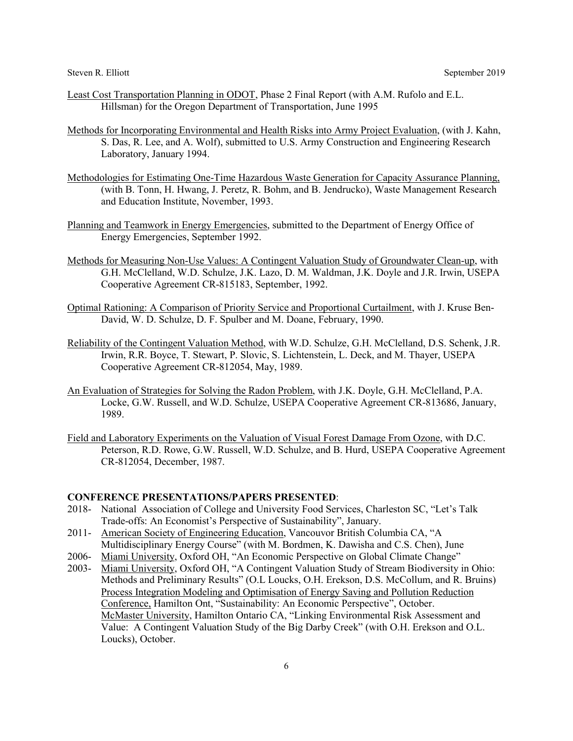Least Cost Transportation Planning in ODOT, Phase 2 Final Report (with A.M. Rufolo and E.L. Hillsman) for the Oregon Department of Transportation, June 1995

Methods for Incorporating Environmental and Health Risks into Army Project Evaluation, (with J. Kahn, S. Das, R. Lee, and A. Wolf), submitted to U.S. Army Construction and Engineering Research Laboratory, January 1994.

Methodologies for Estimating One-Time Hazardous Waste Generation for Capacity Assurance Planning, (with B. Tonn, H. Hwang, J. Peretz, R. Bohm, and B. Jendrucko), Waste Management Research and Education Institute, November, 1993.

Planning and Teamwork in Energy Emergencies, submitted to the Department of Energy Office of Energy Emergencies, September 1992.

Methods for Measuring Non-Use Values: A Contingent Valuation Study of Groundwater Clean-up, with G.H. McClelland, W.D. Schulze, J.K. Lazo, D. M. Waldman, J.K. Doyle and J.R. Irwin, USEPA Cooperative Agreement CR-815183, September, 1992.

Optimal Rationing: A Comparison of Priority Service and Proportional Curtailment, with J. Kruse Ben-David, W. D. Schulze, D. F. Spulber and M. Doane, February, 1990.

Reliability of the Contingent Valuation Method, with W.D. Schulze, G.H. McClelland, D.S. Schenk, J.R. Irwin, R.R. Boyce, T. Stewart, P. Slovic, S. Lichtenstein, L. Deck, and M. Thayer, USEPA Cooperative Agreement CR-812054, May, 1989.

An Evaluation of Strategies for Solving the Radon Problem, with J.K. Doyle, G.H. McClelland, P.A. Locke, G.W. Russell, and W.D. Schulze, USEPA Cooperative Agreement CR-813686, January, 1989.

Field and Laboratory Experiments on the Valuation of Visual Forest Damage From Ozone, with D.C. Peterson, R.D. Rowe, G.W. Russell, W.D. Schulze, and B. Hurd, USEPA Cooperative Agreement CR-812054, December, 1987.

**CONFERENCE PRESENTATIONS/PAPERS PRESENTED**:

2018- National Association of College and University Food Services, Charleston SC, "Let's Talk Trade-offs: An Economist's Perspective of Sustainability", January.

2011- American Society of Engineering Education, Vancouvor British Columbia CA, "A Multidisciplinary Energy Course" (with M. Bordmen, K. Dawisha and C.S. Chen), June

2006- Miami University, Oxford OH, "An Economic Perspective on Global Climate Change"

2003- Miami University, Oxford OH, "A Contingent Valuation Study of Stream Biodiversity in Ohio: Methods and Preliminary Results" (O.L Loucks, O.H. Erekson, D.S. McCollum, and R. Bruins)
Process Integration Modeling and Optimisation of Energy Saving and Pollution Reduction Conference, Hamilton Ont, "Sustainability: An Economic Perspective", October.
McMaster University, Hamilton Ontario CA, "Linking Environmental Risk Assessment and Value: A Contingent Valuation Study of the Big Darby Creek" (with O.H. Erekson and O.L. Loucks), October.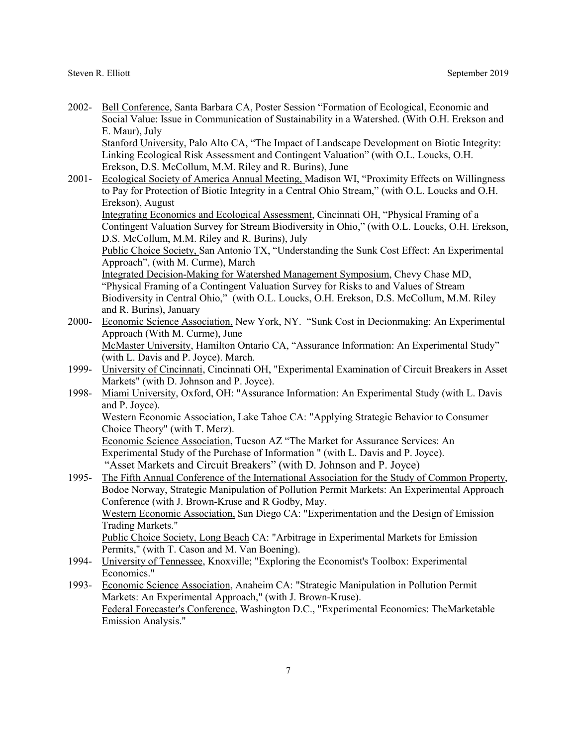2002- Bell Conference, Santa Barbara CA, Poster Session "Formation of Ecological, Economic and Social Value: Issue in Communication of Sustainability in a Watershed. (With O.H. Erekson and E. Maur), July

Stanford University, Palo Alto CA, "The Impact of Landscape Development on Biotic Integrity: Linking Ecological Risk Assessment and Contingent Valuation" (with O.L. Loucks, O.H. Erekson, D.S. McCollum, M.M. Riley and R. Burins), June

2001- Ecological Society of America Annual Meeting, Madison WI, "Proximity Effects on Willingness to Pay for Protection of Biotic Integrity in a Central Ohio Stream," (with O.L. Loucks and O.H. Erekson), August

Integrating Economics and Ecological Assessment, Cincinnati OH, "Physical Framing of a Contingent Valuation Survey for Stream Biodiversity in Ohio," (with O.L. Loucks, O.H. Erekson, D.S. McCollum, M.M. Riley and R. Burins), July

Public Choice Society, San Antonio TX, "Understanding the Sunk Cost Effect: An Experimental Approach", (with M. Curme), March

Integrated Decision-Making for Watershed Management Symposium, Chevy Chase MD, "Physical Framing of a Contingent Valuation Survey for Risks to and Values of Stream Biodiversity in Central Ohio," (with O.L. Loucks, O.H. Erekson, D.S. McCollum, M.M. Riley and R. Burins), January

2000- Economic Science Association, New York, NY. "Sunk Cost in Decionmaking: An Experimental Approach (With M. Curme), June

McMaster University, Hamilton Ontario CA, "Assurance Information: An Experimental Study" (with L. Davis and P. Joyce). March.

1999- University of Cincinnati, Cincinnati OH, "Experimental Examination of Circuit Breakers in Asset Markets" (with D. Johnson and P. Joyce).

1998- Miami University, Oxford, OH: "Assurance Information: An Experimental Study (with L. Davis and P. Joyce).

Western Economic Association, Lake Tahoe CA: "Applying Strategic Behavior to Consumer Choice Theory" (with T. Merz).

Economic Science Association, Tucson AZ "The Market for Assurance Services: An Experimental Study of the Purchase of Information " (with L. Davis and P. Joyce).

"Asset Markets and Circuit Breakers" (with D. Johnson and P. Joyce)

1995- The Fifth Annual Conference of the International Association for the Study of Common Property, Bodoe Norway, Strategic Manipulation of Pollution Permit Markets: An Experimental Approach Conference (with J. Brown-Kruse and R Godby, May.

Western Economic Association, San Diego CA: "Experimentation and the Design of Emission Trading Markets."

Public Choice Society, Long Beach CA: "Arbitrage in Experimental Markets for Emission Permits," (with T. Cason and M. Van Boening).

1994- University of Tennessee, Knoxville; "Exploring the Economist's Toolbox: Experimental Economics."

1993- Economic Science Association, Anaheim CA: "Strategic Manipulation in Pollution Permit Markets: An Experimental Approach," (with J. Brown-Kruse).

Federal Forecaster's Conference, Washington D.C., "Experimental Economics: TheMarketable Emission Analysis."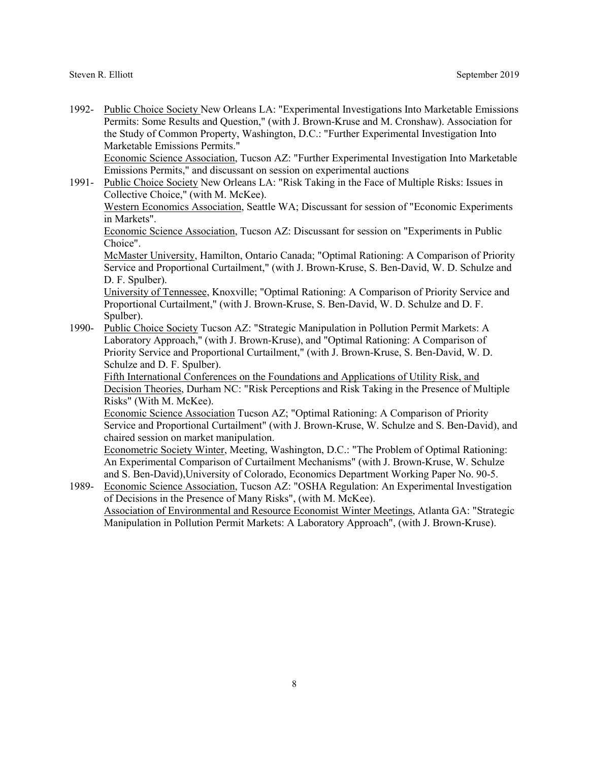1992- Public Choice Society New Orleans LA: "Experimental Investigations Into Marketable Emissions Permits: Some Results and Question," (with J. Brown-Kruse and M. Cronshaw). Association for the Study of Common Property, Washington, D.C.: "Further Experimental Investigation Into Marketable Emissions Permits."

Economic Science Association, Tucson AZ: "Further Experimental Investigation Into Marketable Emissions Permits," and discussant on session on experimental auctions

1991- Public Choice Society New Orleans LA: "Risk Taking in the Face of Multiple Risks: Issues in Collective Choice," (with M. McKee).

Western Economics Association, Seattle WA; Discussant for session of "Economic Experiments in Markets".

Economic Science Association, Tucson AZ: Discussant for session on "Experiments in Public Choice".

McMaster University, Hamilton, Ontario Canada; "Optimal Rationing: A Comparison of Priority Service and Proportional Curtailment," (with J. Brown-Kruse, S. Ben-David, W. D. Schulze and D. F. Spulber).

University of Tennessee, Knoxville; "Optimal Rationing: A Comparison of Priority Service and Proportional Curtailment," (with J. Brown-Kruse, S. Ben-David, W. D. Schulze and D. F. Spulber).

1990- Public Choice Society Tucson AZ: "Strategic Manipulation in Pollution Permit Markets: A Laboratory Approach," (with J. Brown-Kruse), and "Optimal Rationing: A Comparison of Priority Service and Proportional Curtailment," (with J. Brown-Kruse, S. Ben-David, W. D. Schulze and D. F. Spulber).

Fifth International Conferences on the Foundations and Applications of Utility Risk, and Decision Theories, Durham NC: "Risk Perceptions and Risk Taking in the Presence of Multiple Risks" (With M. McKee).

Economic Science Association Tucson AZ; "Optimal Rationing: A Comparison of Priority Service and Proportional Curtailment" (with J. Brown-Kruse, W. Schulze and S. Ben-David), and chaired session on market manipulation.

Econometric Society Winter, Meeting, Washington, D.C.: "The Problem of Optimal Rationing: An Experimental Comparison of Curtailment Mechanisms" (with J. Brown-Kruse, W. Schulze and S. Ben-David),University of Colorado, Economics Department Working Paper No. 90-5.

1989- Economic Science Association, Tucson AZ: "OSHA Regulation: An Experimental Investigation of Decisions in the Presence of Many Risks", (with M. McKee).

Association of Environmental and Resource Economist Winter Meetings, Atlanta GA: "Strategic Manipulation in Pollution Permit Markets: A Laboratory Approach", (with J. Brown-Kruse).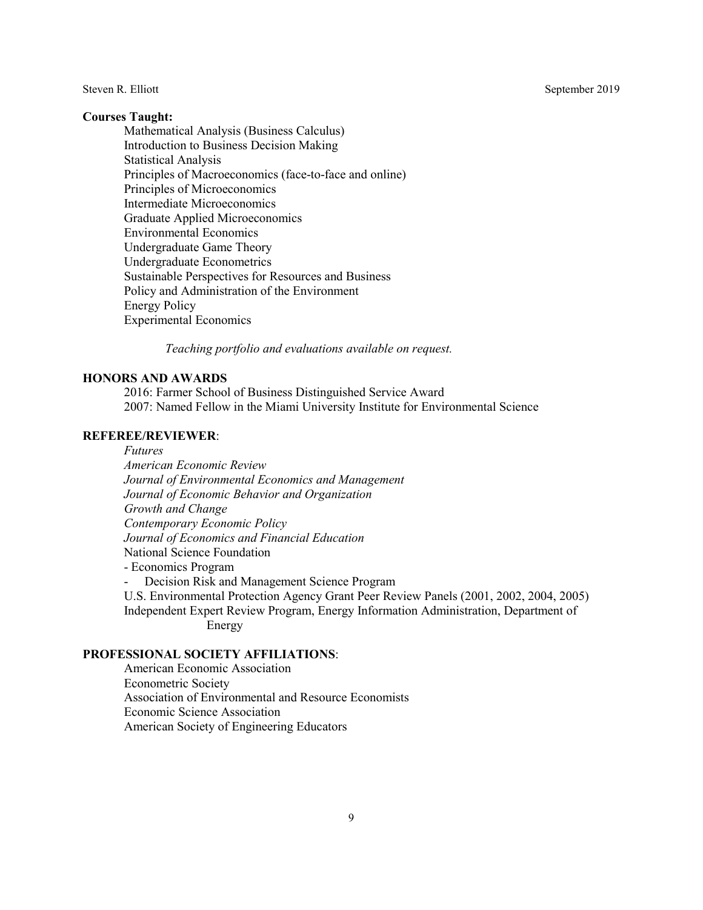### Courses Taught:

Mathematical Analysis (Business Calculus)
Introduction to Business Decision Making
Statistical Analysis
Principles of Macroeconomics (face-to-face and online)
Principles of Microeconomics
Intermediate Microeconomics
Graduate Applied Microeconomics
Environmental Economics
Undergraduate Game Theory
Undergraduate Econometrics
Sustainable Perspectives for Resources and Business
Policy and Administration of the Environment
Energy Policy
Experimental Economics

*Teaching portfolio and evaluations available on request.*

## HONORS AND AWARDS

2016: Farmer School of Business Distinguished Service Award
2007: Named Fellow in the Miami University Institute for Environmental Science

## REFEREE/REVIEWER:

*Futures*
*American Economic Review*
*Journal of Environmental Economics and Management*
*Journal of Economic Behavior and Organization*
*Growth and Change*
*Contemporary Economic Policy*
*Journal of Economics and Financial Education*
National Science Foundation
- Economics Program
- Decision Risk and Management Science Program

U.S. Environmental Protection Agency Grant Peer Review Panels (2001, 2002, 2004, 2005)
Independent Expert Review Program, Energy Information Administration, Department of Energy

## PROFESSIONAL SOCIETY AFFILIATIONS:

American Economic Association
Econometric Society
Association of Environmental and Resource Economists
Economic Science Association
American Society of Engineering Educators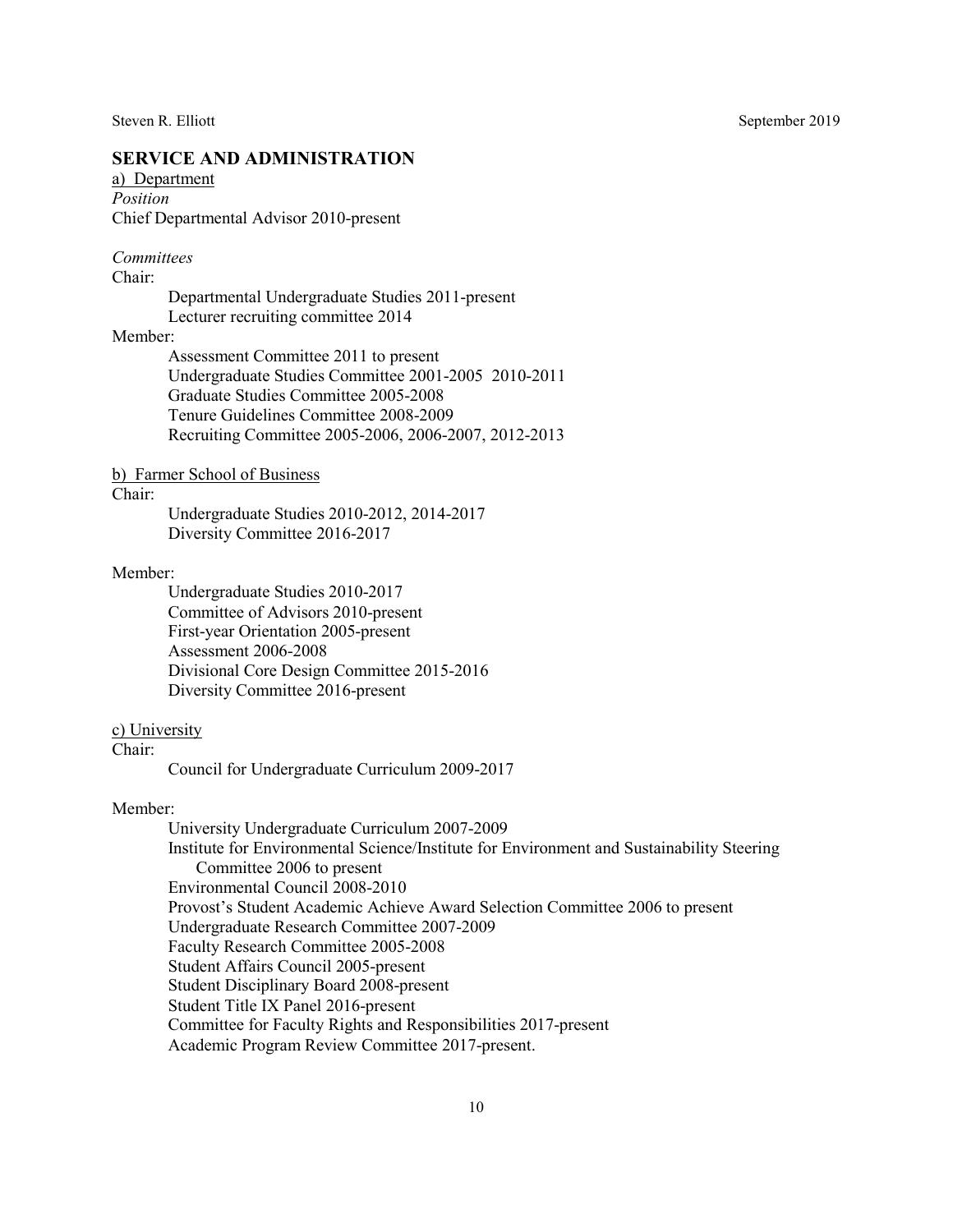## SERVICE AND ADMINISTRATION

a) <u>Department</u>

*Position*

Chief Departmental Advisor 2010-present

*Committees*

Chair:

- Departmental Undergraduate Studies 2011-present
- Lecturer recruiting committee 2014

Member:

- Assessment Committee 2011 to present
- Undergraduate Studies Committee 2001-2005 2010-2011
- Graduate Studies Committee 2005-2008
- Tenure Guidelines Committee 2008-2009
- Recruiting Committee 2005-2006, 2006-2007, 2012-2013

b) <u>Farmer School of Business</u>

Chair:

- Undergraduate Studies 2010-2012, 2014-2017
- Diversity Committee 2016-2017

Member:

- Undergraduate Studies 2010-2017
- Committee of Advisors 2010-present
- First-year Orientation 2005-present
- Assessment 2006-2008
- Divisional Core Design Committee 2015-2016
- Diversity Committee 2016-present

c) <u>University</u>

Chair:

- Council for Undergraduate Curriculum 2009-2017

Member:

- University Undergraduate Curriculum 2007-2009
- Institute for Environmental Science/Institute for Environment and Sustainability Steering Committee 2006 to present
- Environmental Council 2008-2010
- Provost's Student Academic Achieve Award Selection Committee 2006 to present
- Undergraduate Research Committee 2007-2009
- Faculty Research Committee 2005-2008
- Student Affairs Council 2005-present
- Student Disciplinary Board 2008-present
- Student Title IX Panel 2016-present
- Committee for Faculty Rights and Responsibilities 2017-present
- Academic Program Review Committee 2017-present.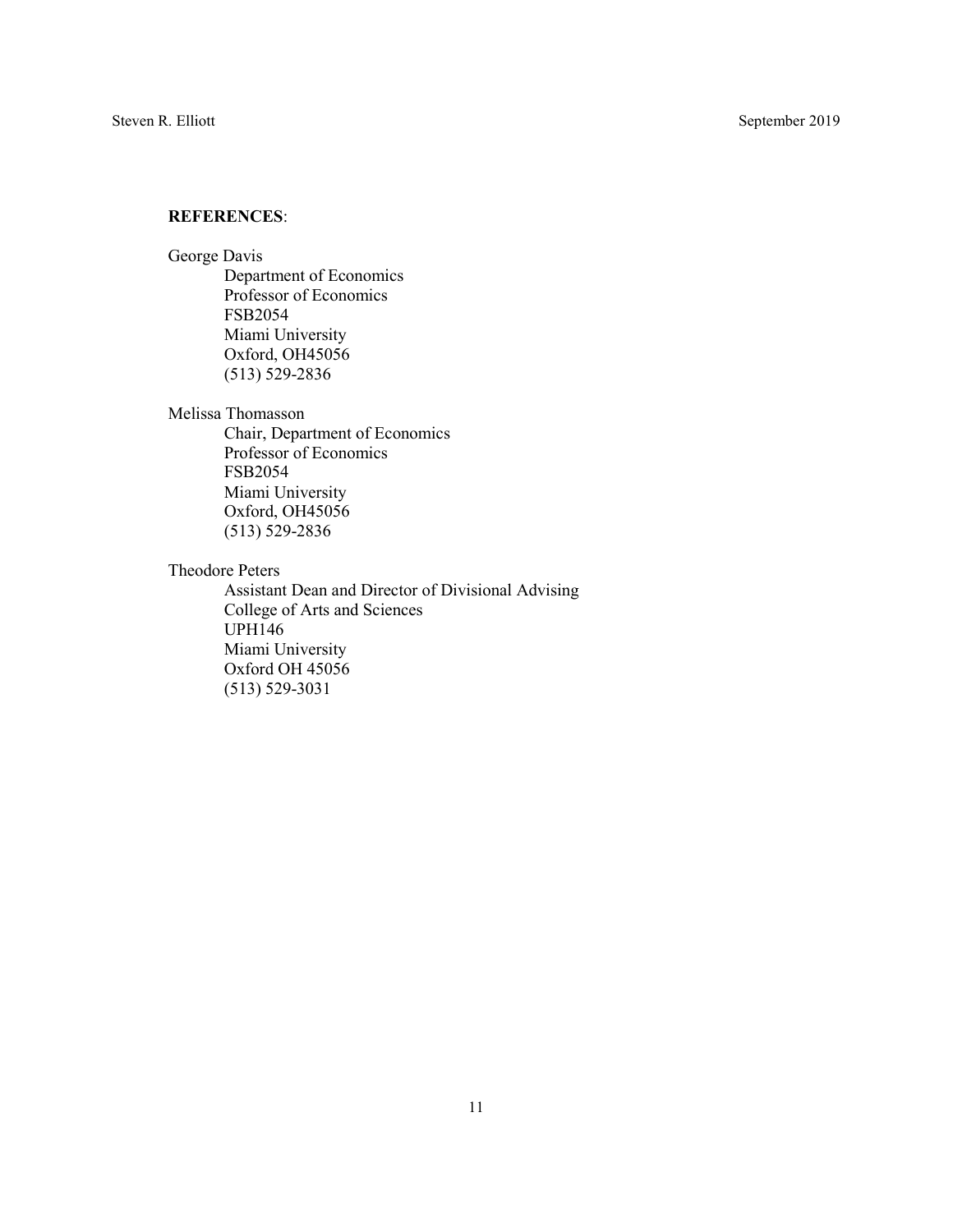**REFERENCES**:

George Davis
Department of Economics
Professor of Economics
FSB2054
Miami University
Oxford, OH45056
(513) 529-2836

Melissa Thomasson
Chair, Department of Economics
Professor of Economics
FSB2054
Miami University
Oxford, OH45056
(513) 529-2836

Theodore Peters
Assistant Dean and Director of Divisional Advising
College of Arts and Sciences
UPH146
Miami University
Oxford OH 45056
(513) 529-3031